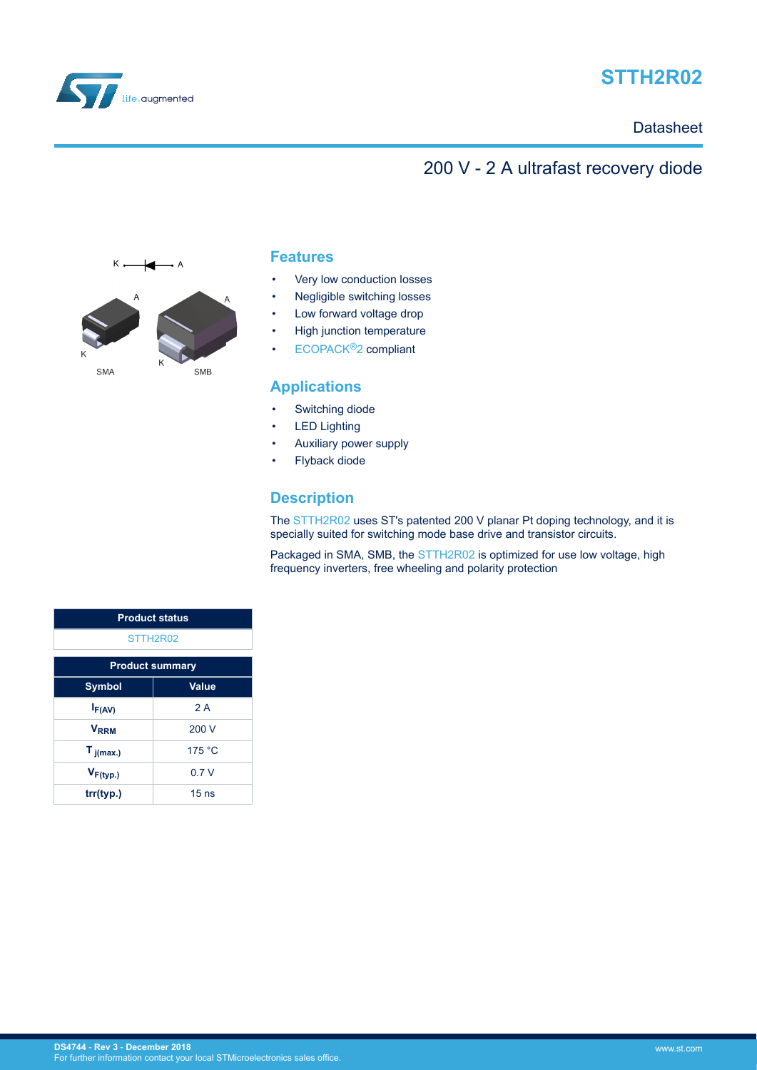# STTH2R02

Datasheet

## 200 V - 2 A ultrafast recovery diode

K A

A A

K K

SMA SMB

## Features

- Very low conduction losses
- Negligible switching losses
- Low forward voltage drop
- High junction temperature
- ECOPACK®2 compliant

## Applications

- Switching diode
- LED Lighting
- Auxiliary power supply
- Flyback diode

## Description

The STTH2R02 uses ST's patented 200 V planar Pt doping technology, and it is specially suited for switching mode base drive and transistor circuits.

Packaged in SMA, SMB, the STTH2R02 is optimized for use low voltage, high frequency inverters, free wheeling and polarity protection

| Product status |
| --- |
| STTH2R02 |

| Product summary | |
| --- | --- |
| **Symbol** | **Value** |
| $I_{F(AV)}$ | 2 A |
| $V_{RRM}$ | 200 V |
| $T_{j(max.)}$ | 175 °C |
| $V_{F(typ.)}$ | 0.7 V |
| trr(typ.) | 15 ns |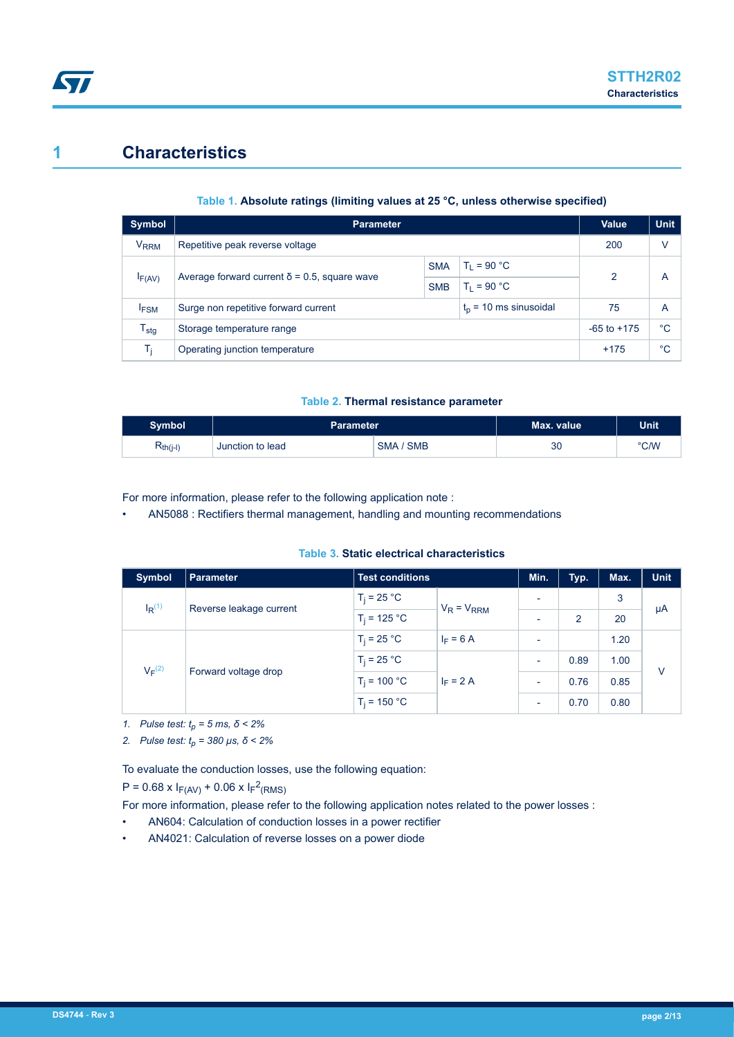# 1 Characteristics

**Table 1. Absolute ratings (limiting values at 25 °C, unless otherwise specified)**

| Symbol | Parameter | | | Value | Unit |
|---|---|---|---|---|---|
| $V_{RRM}$ | Repetitive peak reverse voltage | | | 200 | V |
| $I_{F(AV)}$ | Average forward current δ = 0.5, square wave | SMA | $T_L$ = 90 °C | 2 | A |
| | | SMB | $T_L$ = 90 °C | | |
| $I_{FSM}$ | Surge non repetitive forward current | | $t_p$ = 10 ms sinusoidal | 75 | A |
| $T_{stg}$ | Storage temperature range | | | -65 to +175 | °C |
| $T_j$ | Operating junction temperature | | | +175 | °C |

**Table 2. Thermal resistance parameter**

| Symbol | Parameter | | Max. value | Unit |
|---|---|---|---|---|
| $R_{th(j-l)}$ | Junction to lead | SMA / SMB | 30 | °C/W |

For more information, please refer to the following application note :

- AN5088 : Rectifiers thermal management, handling and mounting recommendations

**Table 3. Static electrical characteristics**

| Symbol | Parameter | Test conditions | | Min. | Typ. | Max. | Unit |
|---|---|---|---|---|---|---|---|
| $I_R$ (1) | Reverse leakage current | $T_j$ = 25 °C | $V_R = V_{RRM}$ | - | | 3 | µA |
| | | $T_j$ = 125 °C | | - | 2 | 20 | |
| $V_F$ (2) | Forward voltage drop | $T_j$ = 25 °C | $I_F$ = 6 A | - | | 1.20 | V |
| | | $T_j$ = 25 °C | $I_F$ = 2 A | - | 0.89 | 1.00 | |
| | | $T_j$ = 100 °C | | - | 0.76 | 0.85 | |
| | | $T_j$ = 150 °C | | - | 0.70 | 0.80 | |

1. *Pulse test: $t_p$ = 5 ms, δ < 2%*
2. *Pulse test: $t_p$ = 380 µs, δ < 2%*

To evaluate the conduction losses, use the following equation:

$P = 0.68 \times I_{F(AV)} + 0.06 \times I_{F}^{2}{}_{(RMS)}$

For more information, please refer to the following application notes related to the power losses :

- AN604: Calculation of conduction losses in a power rectifier
- AN4021: Calculation of reverse losses on a power diode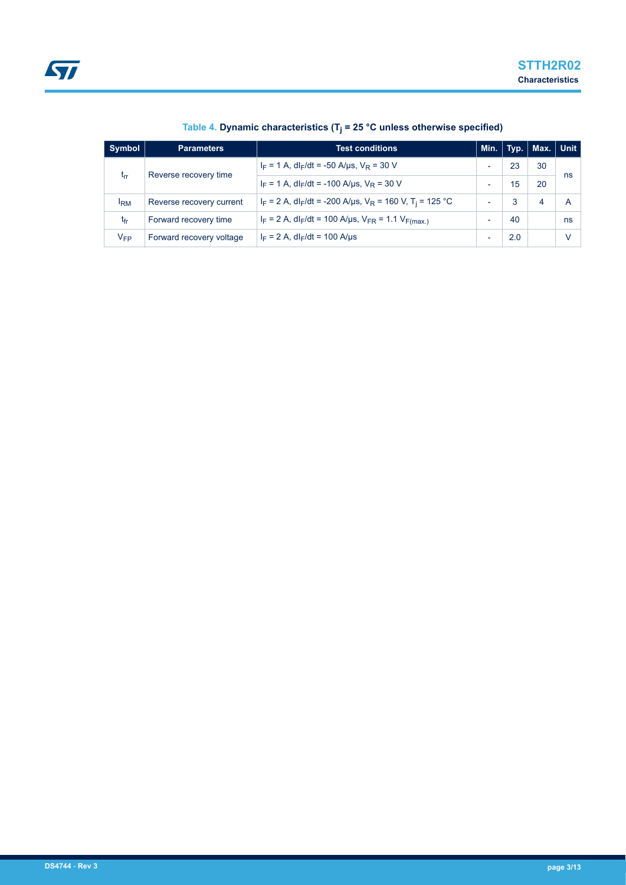**Table 4. Dynamic characteristics ($T_j$ = 25 °C unless otherwise specified)**

| Symbol | Parameters | Test conditions | Min. | Typ. | Max. | Unit |
|---|---|---|---|---|---|---|
| $t_{rr}$ | Reverse recovery time | $I_F$ = 1 A, $dI_F/dt$ = -50 A/µs, $V_R$ = 30 V | - | 23 | 30 | ns |
| | | $I_F$ = 1 A, $dI_F/dt$ = -100 A/µs, $V_R$ = 30 V | - | 15 | 20 | |
| $I_{RM}$ | Reverse recovery current | $I_F$ = 2 A, $dI_F/dt$ = -200 A/µs, $V_R$ = 160 V, $T_j$ = 125 °C | - | 3 | 4 | A |
| $t_{fr}$ | Forward recovery time | $I_F$ = 2 A, $dI_F/dt$ = 100 A/µs, $V_{FR}$ = 1.1 $V_{F(max.)}$ | - | 40 | | ns |
| $V_{FP}$ | Forward recovery voltage | $I_F$ = 2 A, $dI_F/dt$ = 100 A/µs | - | 2.0 | | V |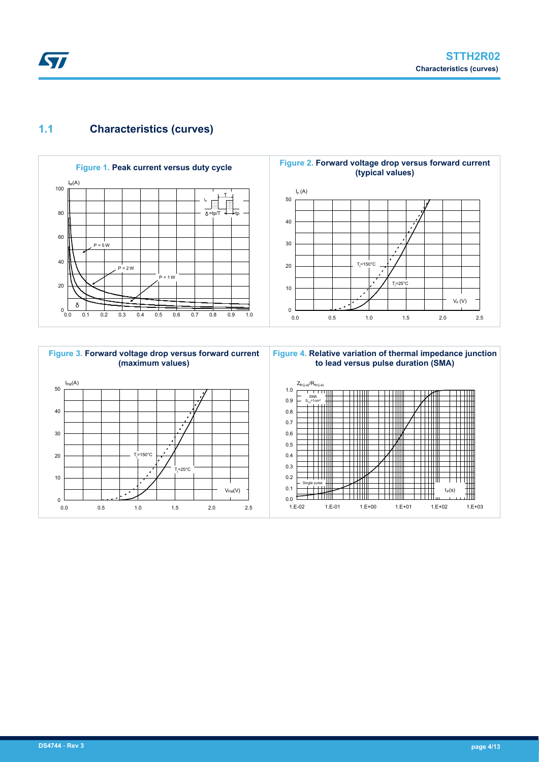## 1.1 Characteristics (curves)

**Figure 1. Peak current versus duty cycle**

**Figure 2. Forward voltage drop versus forward current (typical values)**

**Figure 3. Forward voltage drop versus forward current (maximum values)**

**Figure 4. Relative variation of thermal impedance junction to lead versus pulse duration (SMA)**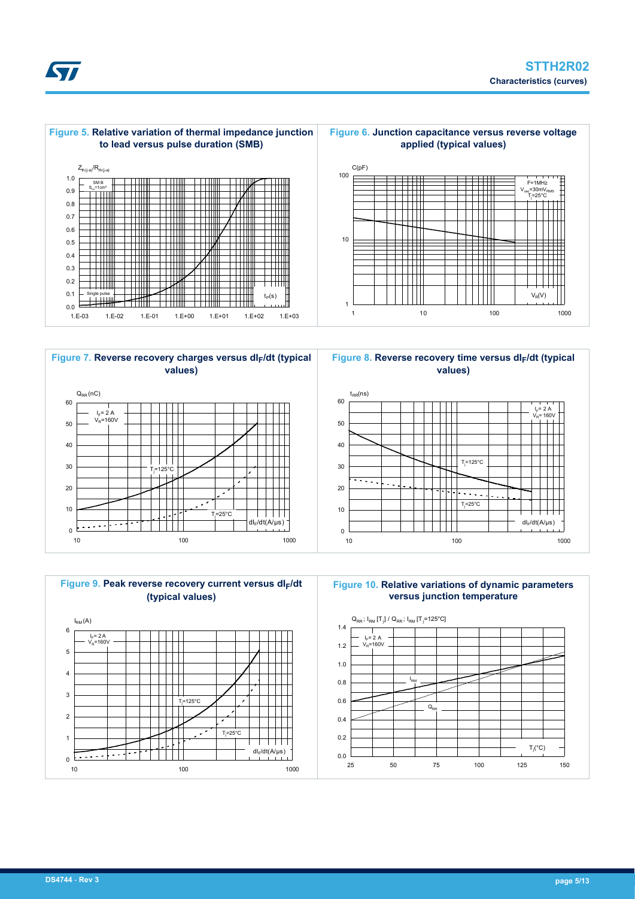**Figure 5. Relative variation of thermal impedance junction to lead versus pulse duration (SMB)**

**Figure 6. Junction capacitance versus reverse voltage applied (typical values)**

**Figure 7. Reverse recovery charges versus $dI_F/dt$ (typical values)**

**Figure 8. Reverse recovery time versus $dI_F/dt$ (typical values)**

**Figure 9. Peak reverse recovery current versus $dI_F/dt$ (typical values)**

**Figure 10. Relative variations of dynamic parameters versus junction temperature**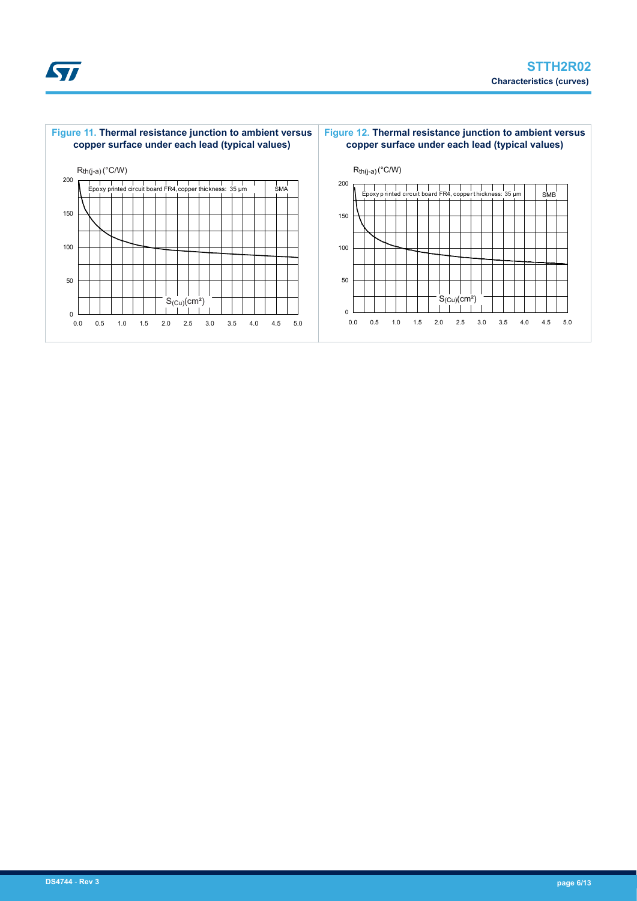**Figure 11. Thermal resistance junction to ambient versus copper surface under each lead (typical values)**

$R_{th(j-a)}$ (°C/W)

Epoxy printed circuit board FR4, copper thickness: 35 µm — SMA

$S_{(Cu)}$(cm²)

**Figure 12. Thermal resistance junction to ambient versus copper surface under each lead (typical values)**

$R_{th(j-a)}$ (°C/W)

Epoxy printed circuit board FR4, copper thickness: 35 µm — SMB

$S_{(Cu)}$(cm²)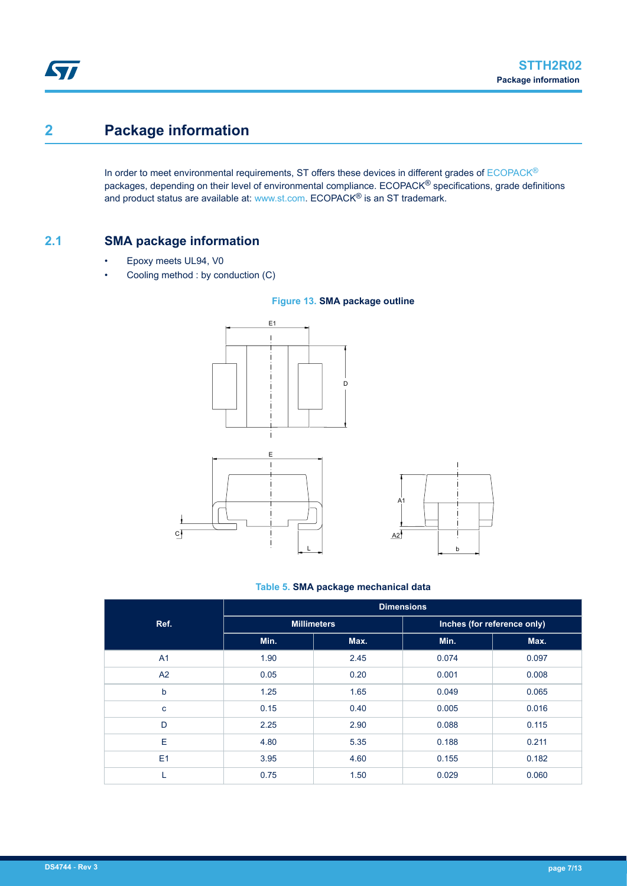# 2 Package information

In order to meet environmental requirements, ST offers these devices in different grades of ECOPACK® packages, depending on their level of environmental compliance. ECOPACK® specifications, grade definitions and product status are available at: www.st.com. ECOPACK® is an ST trademark.

## 2.1 SMA package information

- Epoxy meets UL94, V0
- Cooling method : by conduction (C)

**Figure 13. SMA package outline**

**Table 5. SMA package mechanical data**

| Ref. | Dimensions | | | |
|---|---|---|---|---|
| | Millimeters | | Inches (for reference only) | |
| | Min. | Max. | Min. | Max. |
| A1 | 1.90 | 2.45 | 0.074 | 0.097 |
| A2 | 0.05 | 0.20 | 0.001 | 0.008 |
| b | 1.25 | 1.65 | 0.049 | 0.065 |
| c | 0.15 | 0.40 | 0.005 | 0.016 |
| D | 2.25 | 2.90 | 0.088 | 0.115 |
| E | 4.80 | 5.35 | 0.188 | 0.211 |
| E1 | 3.95 | 4.60 | 0.155 | 0.182 |
| L | 0.75 | 1.50 | 0.029 | 0.060 |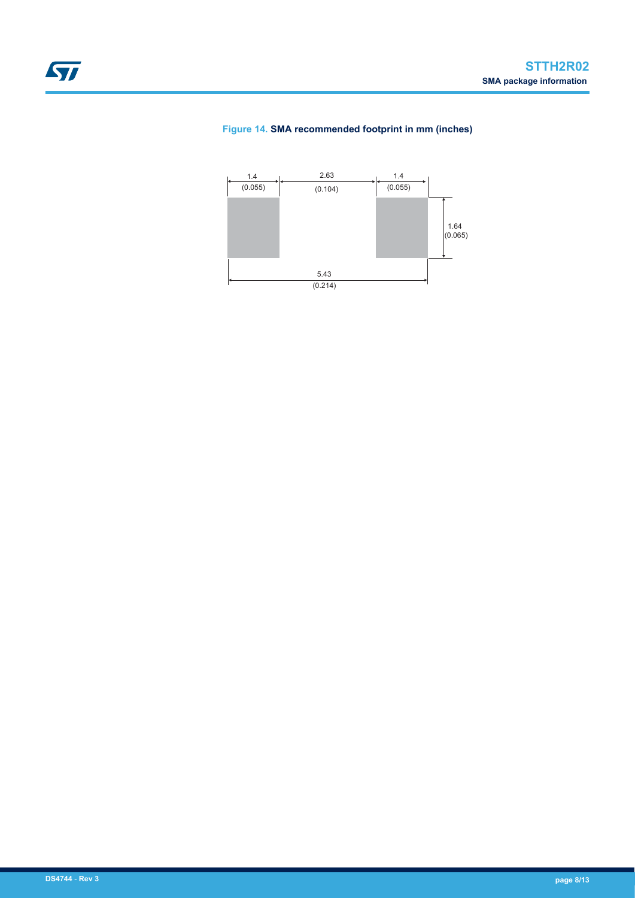**Figure 14. SMA recommended footprint in mm (inches)**

1.4 (0.055) | 2.63 (0.104) | 1.4 (0.055)

1.64 (0.065)

5.43 (0.214)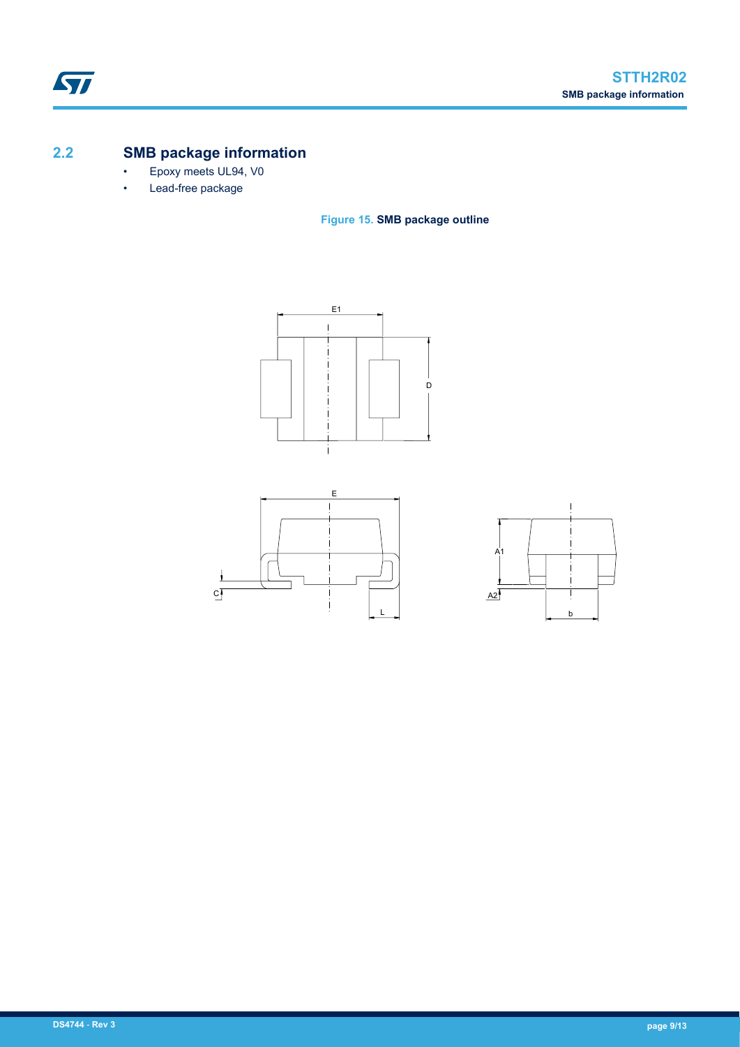## 2.2 SMB package information

- Epoxy meets UL94, V0
- Lead-free package

**Figure 15. SMB package outline**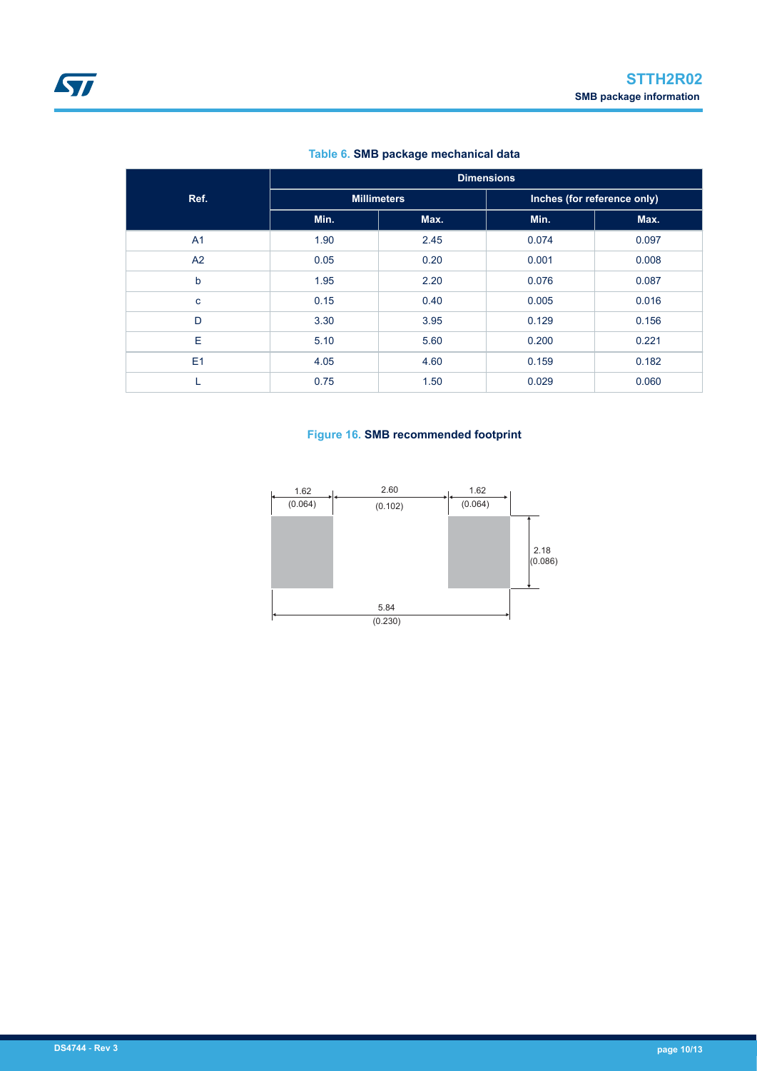**Table 6. SMB package mechanical data**

| Ref. | Dimensions | | | |
|---|---|---|---|---|
| | Millimeters | | Inches (for reference only) | |
| | Min. | Max. | Min. | Max. |
| A1 | 1.90 | 2.45 | 0.074 | 0.097 |
| A2 | 0.05 | 0.20 | 0.001 | 0.008 |
| b | 1.95 | 2.20 | 0.076 | 0.087 |
| c | 0.15 | 0.40 | 0.005 | 0.016 |
| D | 3.30 | 3.95 | 0.129 | 0.156 |
| E | 5.10 | 5.60 | 0.200 | 0.221 |
| E1 | 4.05 | 4.60 | 0.159 | 0.182 |
| L | 0.75 | 1.50 | 0.029 | 0.060 |

**Figure 16. SMB recommended footprint**

1.62 (0.064) | 2.60 (0.102) | 1.62 (0.064)

2.18 (0.086)

5.84 (0.230)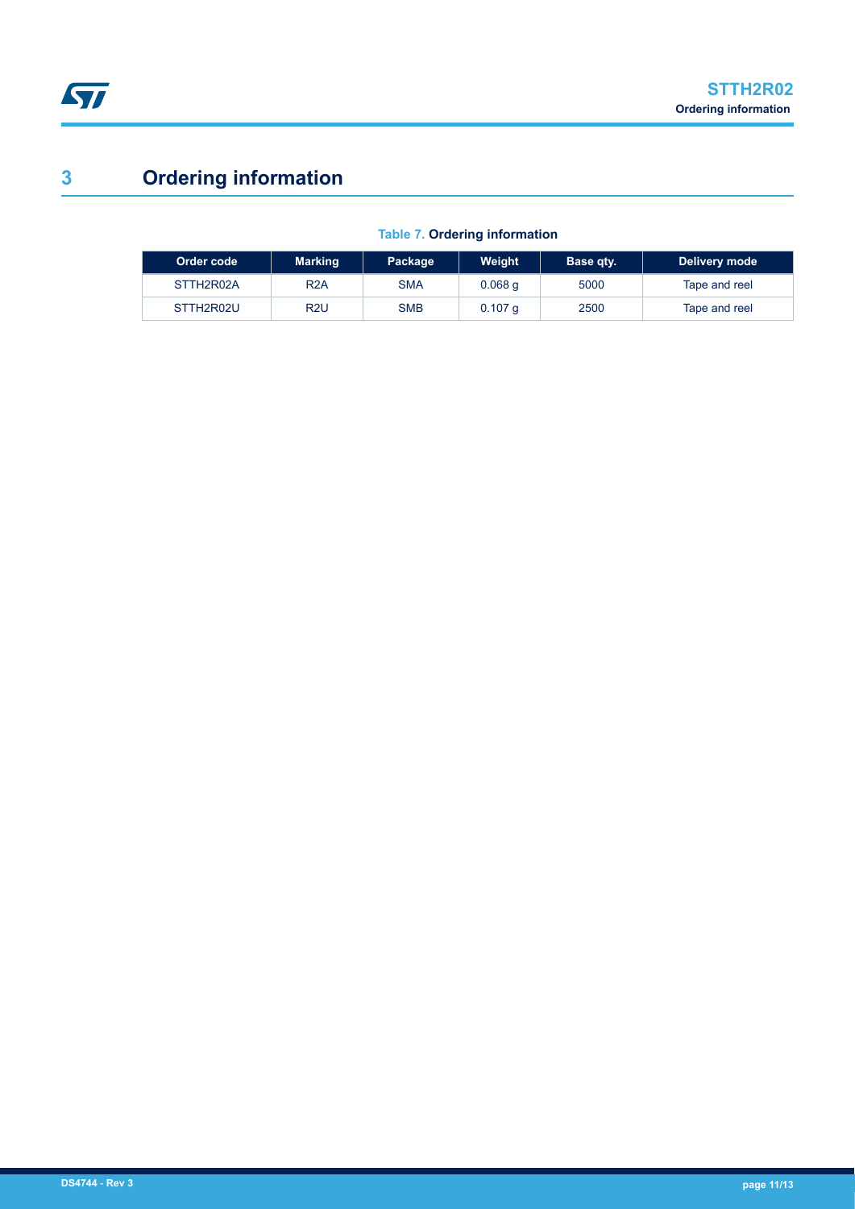# 3 Ordering information

**Table 7. Ordering information**

| Order code | Marking | Package | Weight | Base qty. | Delivery mode |
|---|---|---|---|---|---|
| STTH2R02A | R2A | SMA | 0.068 g | 5000 | Tape and reel |
| STTH2R02U | R2U | SMB | 0.107 g | 2500 | Tape and reel |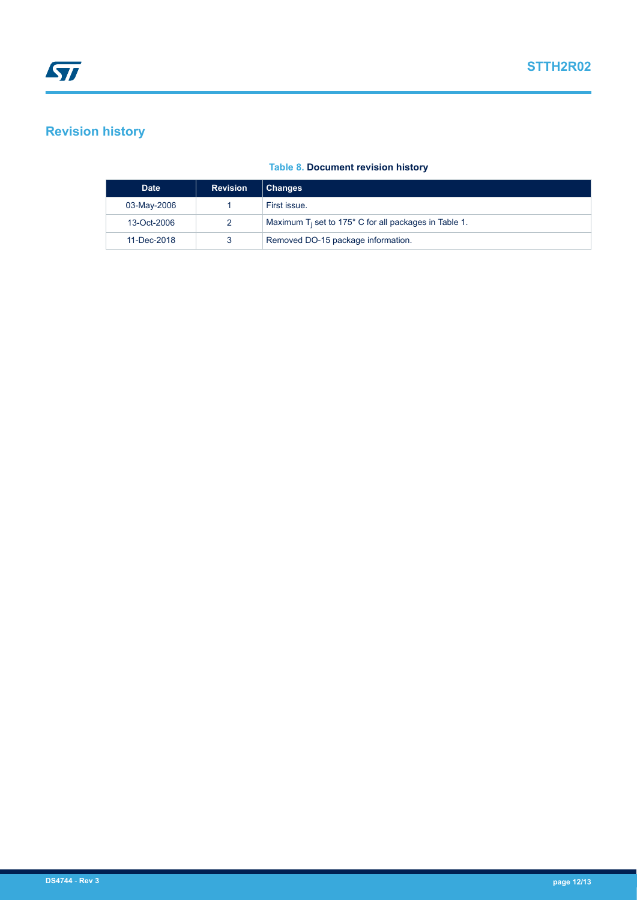# Revision history

**Table 8. Document revision history**

| Date | Revision | Changes |
| --- | --- | --- |
| 03-May-2006 | 1 | First issue. |
| 13-Oct-2006 | 2 | Maximum $T_j$ set to 175° C for all packages in Table 1. |
| 11-Dec-2018 | 3 | Removed DO-15 package information. |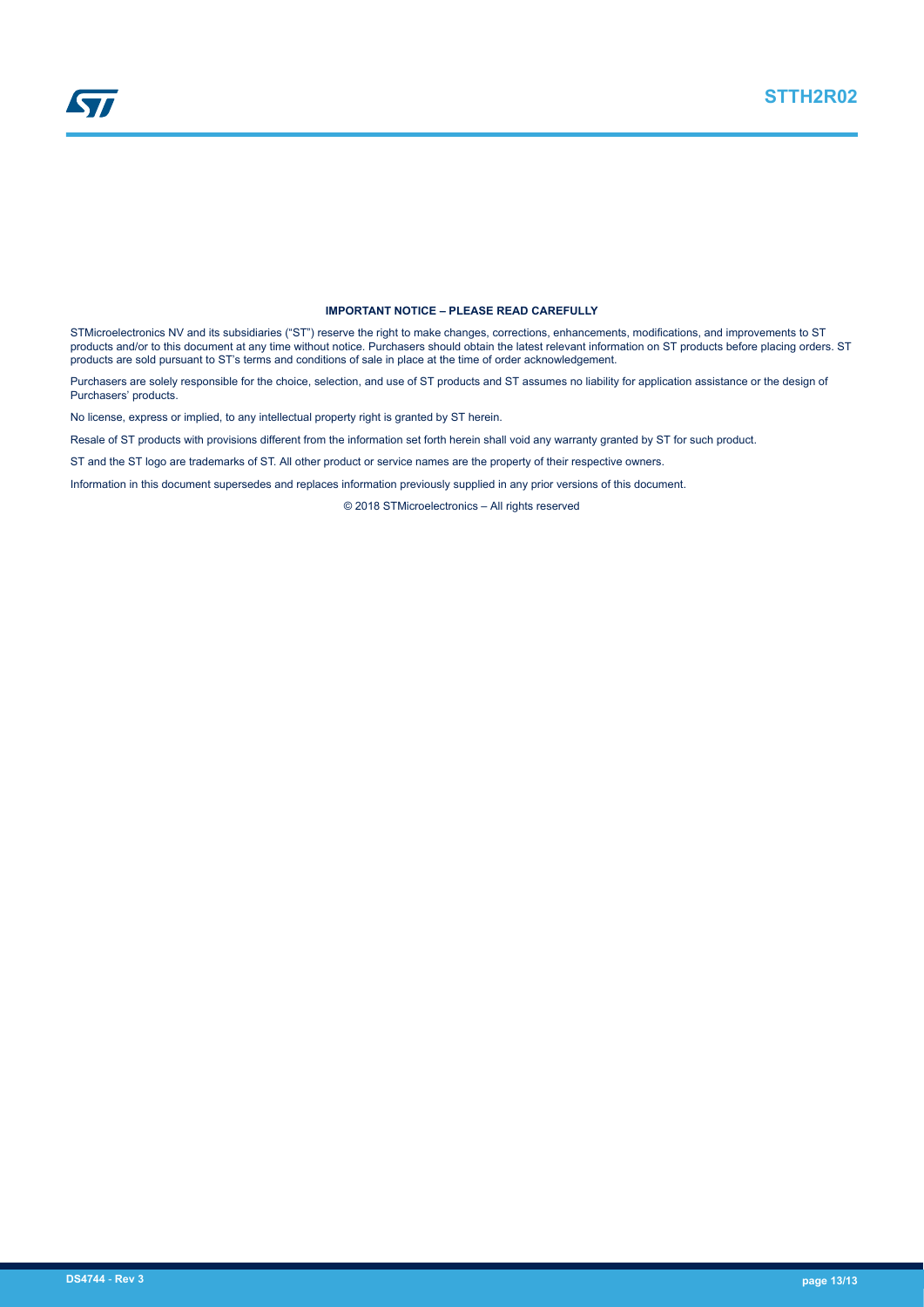**IMPORTANT NOTICE – PLEASE READ CAREFULLY**

STMicroelectronics NV and its subsidiaries ("ST") reserve the right to make changes, corrections, enhancements, modifications, and improvements to ST products and/or to this document at any time without notice. Purchasers should obtain the latest relevant information on ST products before placing orders. ST products are sold pursuant to ST's terms and conditions of sale in place at the time of order acknowledgement.

Purchasers are solely responsible for the choice, selection, and use of ST products and ST assumes no liability for application assistance or the design of Purchasers' products.

No license, express or implied, to any intellectual property right is granted by ST herein.

Resale of ST products with provisions different from the information set forth herein shall void any warranty granted by ST for such product.

ST and the ST logo are trademarks of ST. All other product or service names are the property of their respective owners.

Information in this document supersedes and replaces information previously supplied in any prior versions of this document.

© 2018 STMicroelectronics – All rights reserved